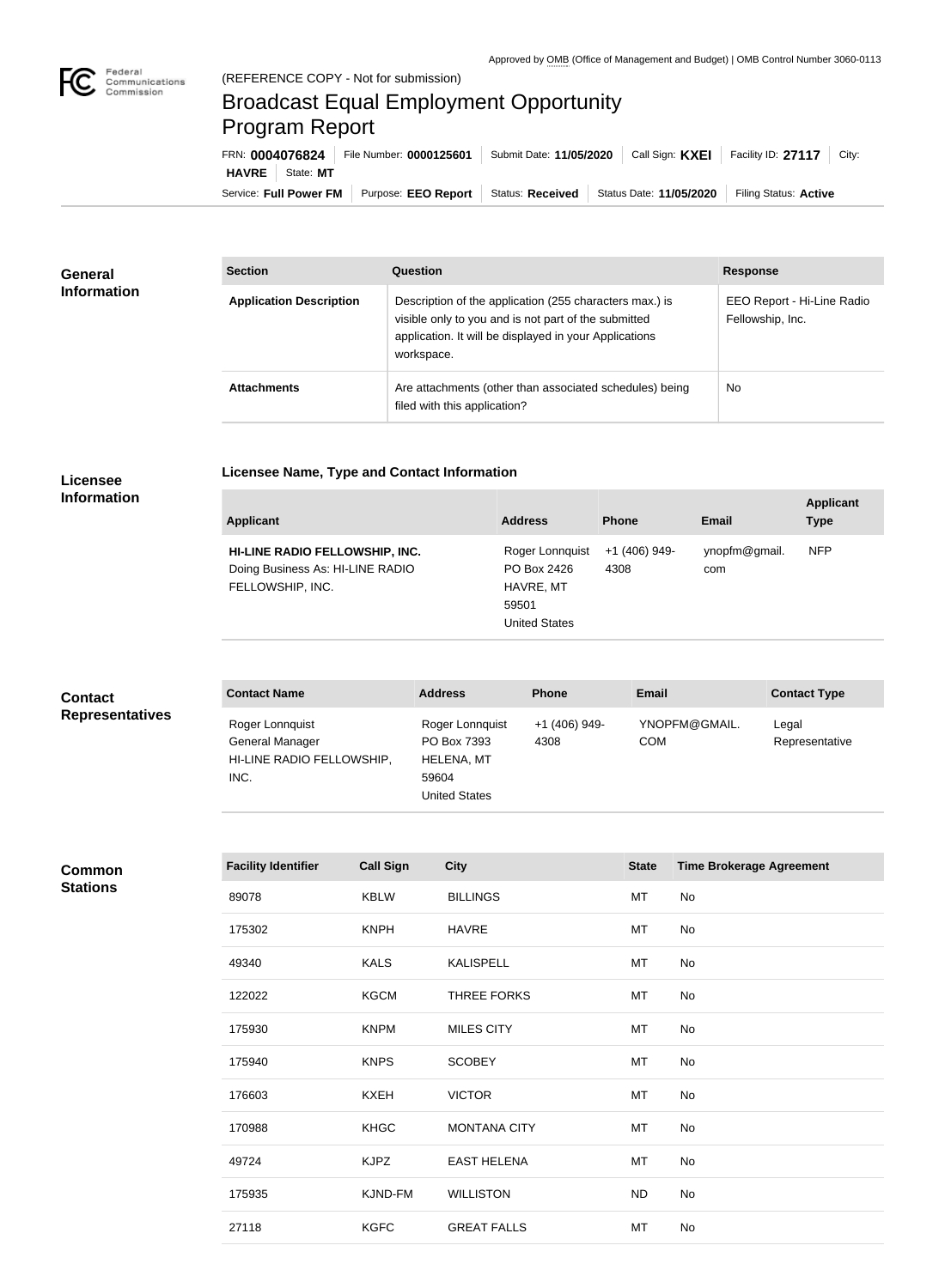Approved by OMB (Office of Management and Budget) | OMB Control Number 3060-0113

(REFERENCE COPY - Not for submission)

# Broadcast Equal Employment Opportunity Program Report

FRN: **0004076824** | File Number: **0000125601** | Submit Date: **11/05/2020** | Call Sign: **KXEI** | Facility ID: **27117** | City: **HAVRE** | State: **MT**

Service: **Full Power FM** | Purpose: **EEO Report** | Status: **Received** | Status Date: **11/05/2020** | Filing Status: **Active**

## General Information

| Section | Question | Response |
|---|---|---|
| **Application Description** | Description of the application (255 characters max.) is visible only to you and is not part of the submitted application. It will be displayed in your Applications workspace. | EEO Report - Hi-Line Radio Fellowship, Inc. |
| **Attachments** | Are attachments (other than associated schedules) being filed with this application? | No |

## Licensee Information

### Licensee Name, Type and Contact Information

| Applicant | Address | Phone | Email | Applicant Type |
|---|---|---|---|---|
| **HI-LINE RADIO FELLOWSHIP, INC.** Doing Business As: HI-LINE RADIO FELLOWSHIP, INC. | Roger Lonnquist PO Box 2426 HAVRE, MT 59501 United States | +1 (406) 949-4308 | ynopfm@gmail.com | NFP |

## Contact Representatives

| Contact Name | Address | Phone | Email | Contact Type |
|---|---|---|---|---|
| Roger Lonnquist General Manager HI-LINE RADIO FELLOWSHIP, INC. | Roger Lonnquist PO Box 7393 HELENA, MT 59604 United States | +1 (406) 949-4308 | YNOPFM@GMAIL.COM | Legal Representative |

## Common Stations

| Facility Identifier | Call Sign | City | State | Time Brokerage Agreement |
|---|---|---|---|---|
| 89078 | KBLW | BILLINGS | MT | No |
| 175302 | KNPH | HAVRE | MT | No |
| 49340 | KALS | KALISPELL | MT | No |
| 122022 | KGCM | THREE FORKS | MT | No |
| 175930 | KNPM | MILES CITY | MT | No |
| 175940 | KNPS | SCOBEY | MT | No |
| 176603 | KXEH | VICTOR | MT | No |
| 170988 | KHGC | MONTANA CITY | MT | No |
| 49724 | KJPZ | EAST HELENA | MT | No |
| 175935 | KJND-FM | WILLISTON | ND | No |
| 27118 | KGFC | GREAT FALLS | MT | No |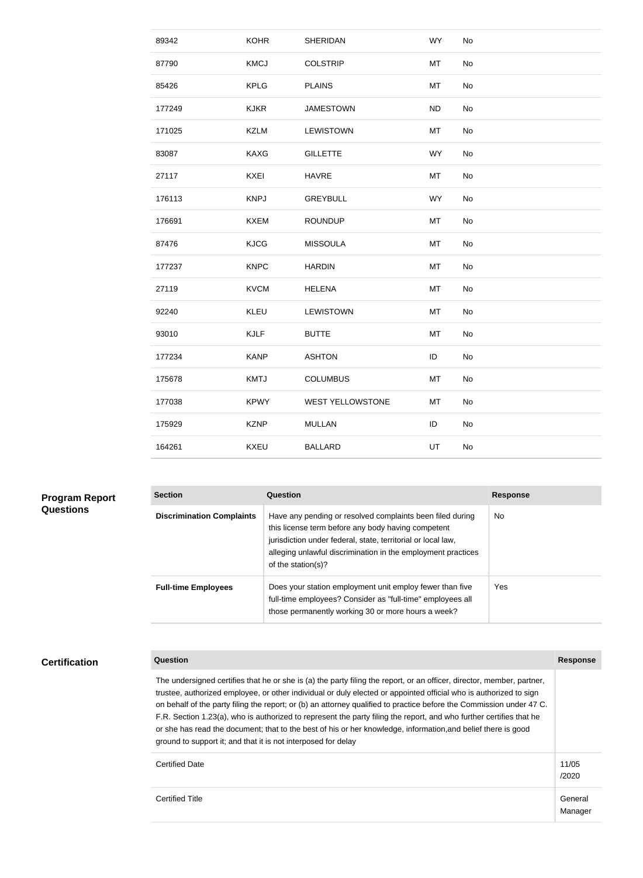| | | | | |
|---|---|---|---|---|
| 89342 | KOHR | SHERIDAN | WY | No |
| 87790 | KMCJ | COLSTRIP | MT | No |
| 85426 | KPLG | PLAINS | MT | No |
| 177249 | KJKR | JAMESTOWN | ND | No |
| 171025 | KZLM | LEWISTOWN | MT | No |
| 83087 | KAXG | GILLETTE | WY | No |
| 27117 | KXEI | HAVRE | MT | No |
| 176113 | KNPJ | GREYBULL | WY | No |
| 176691 | KXEM | ROUNDUP | MT | No |
| 87476 | KJCG | MISSOULA | MT | No |
| 177237 | KNPC | HARDIN | MT | No |
| 27119 | KVCM | HELENA | MT | No |
| 92240 | KLEU | LEWISTOWN | MT | No |
| 93010 | KJLF | BUTTE | MT | No |
| 177234 | KANP | ASHTON | ID | No |
| 175678 | KMTJ | COLUMBUS | MT | No |
| 177038 | KPWY | WEST YELLOWSTONE | MT | No |
| 175929 | KZNP | MULLAN | ID | No |
| 164261 | KXEU | BALLARD | UT | No |

## Program Report Questions

| Section | Question | Response |
|---|---|---|
| **Discrimination Complaints** | Have any pending or resolved complaints been filed during this license term before any body having competent jurisdiction under federal, state, territorial or local law, alleging unlawful discrimination in the employment practices of the station(s)? | No |
| **Full-time Employees** | Does your station employment unit employ fewer than five full-time employees? Consider as "full-time" employees all those permanently working 30 or more hours a week? | Yes |

## Certification

| Question | Response |
|---|---|
| The undersigned certifies that he or she is (a) the party filing the report, or an officer, director, member, partner, trustee, authorized employee, or other individual or duly elected or appointed official who is authorized to sign on behalf of the party filing the report; or (b) an attorney qualified to practice before the Commission under 47 C.F.R. Section 1.23(a), who is authorized to represent the party filing the report, and who further certifies that he or she has read the document; that to the best of his or her knowledge, information,and belief there is good ground to support it; and that it is not interposed for delay | |
| Certified Date | 11/05/2020 |
| Certified Title | General Manager |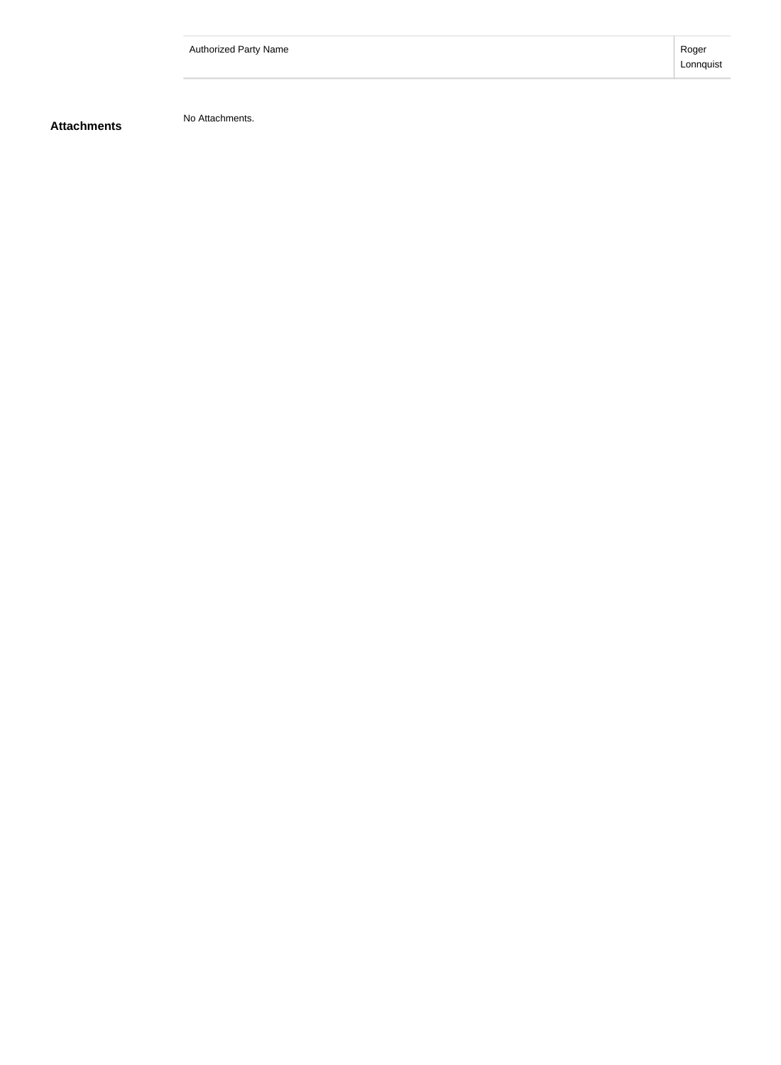| | |
|---|---|
| Authorized Party Name | Roger Lonnquist |

## Attachments

No Attachments.